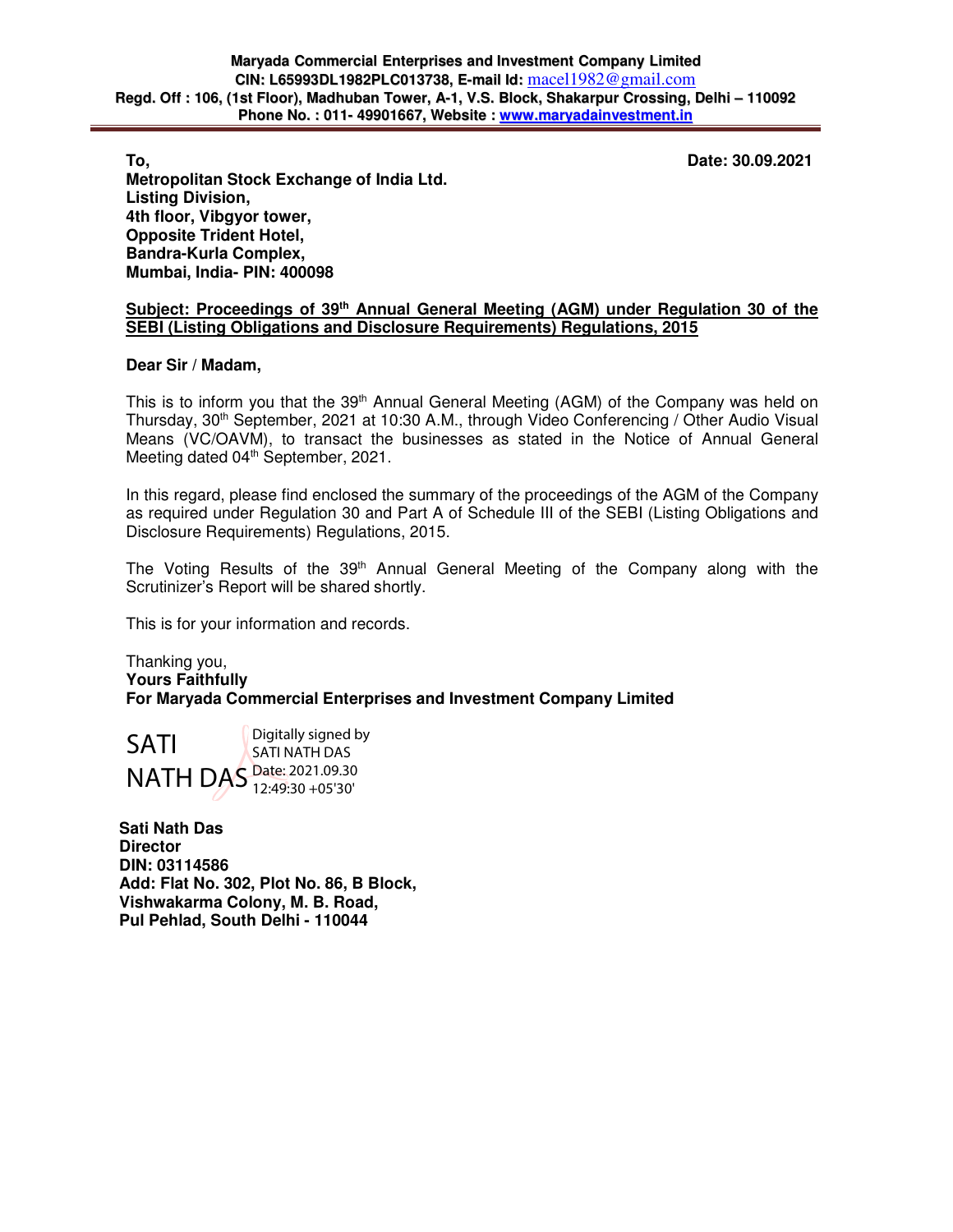**Maryada Commercial Enterprises and Investment Company Limited**
**CIN: L65993DL1982PLC013738, E-mail Id:** macel1982@gmail.com
**Regd. Off : 106, (1st Floor), Madhuban Tower, A-1, V.S. Block, Shakarpur Crossing, Delhi – 110092**
**Phone No. : 011- 49901667, Website : www.maryadainvestment.in**

---

**To,**
**Metropolitan Stock Exchange of India Ltd.**
**Listing Division,**
**4th floor, Vibgyor tower,**
**Opposite Trident Hotel,**
**Bandra-Kurla Complex,**
**Mumbai, India- PIN: 400098**

**Date: 30.09.2021**

**Subject: Proceedings of 39th Annual General Meeting (AGM) under Regulation 30 of the SEBI (Listing Obligations and Disclosure Requirements) Regulations, 2015**

**Dear Sir / Madam,**

This is to inform you that the 39th Annual General Meeting (AGM) of the Company was held on Thursday, 30th September, 2021 at 10:30 A.M., through Video Conferencing / Other Audio Visual Means (VC/OAVM), to transact the businesses as stated in the Notice of Annual General Meeting dated 04th September, 2021.

In this regard, please find enclosed the summary of the proceedings of the AGM of the Company as required under Regulation 30 and Part A of Schedule III of the SEBI (Listing Obligations and Disclosure Requirements) Regulations, 2015.

The Voting Results of the 39th Annual General Meeting of the Company along with the Scrutinizer's Report will be shared shortly.

This is for your information and records.

Thanking you,
**Yours Faithfully**
**For Maryada Commercial Enterprises and Investment Company Limited**

SATI NATH DAS
Digitally signed by SATI NATH DAS
Date: 2021.09.30 12:49:30 +05'30'

**Sati Nath Das**
**Director**
**DIN: 03114586**
**Add: Flat No. 302, Plot No. 86, B Block,**
**Vishwakarma Colony, M. B. Road,**
**Pul Pehlad, South Delhi - 110044**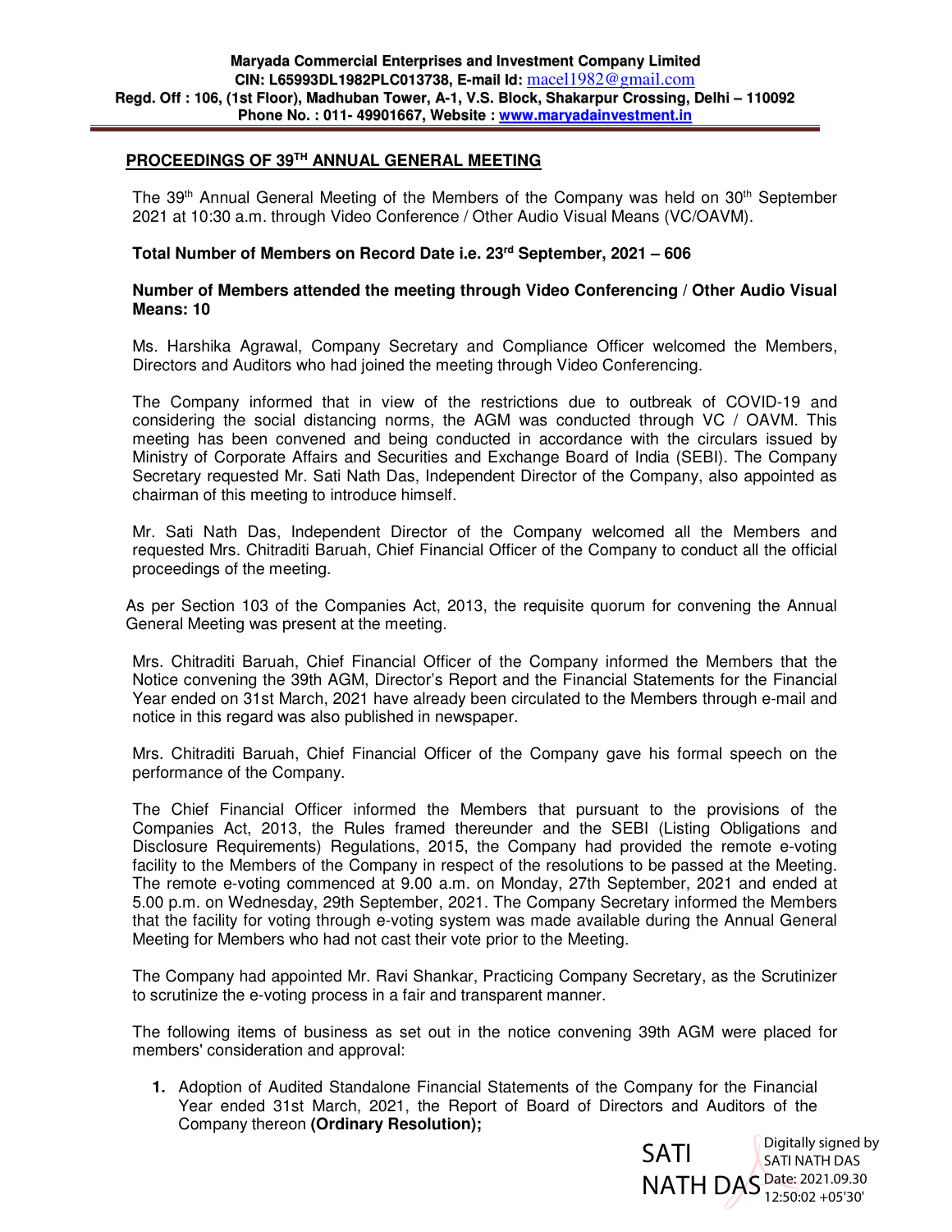**Maryada Commercial Enterprises and Investment Company Limited**
**CIN: L65993DL1982PLC013738, E-mail Id: macel1982@gmail.com**
**Regd. Off : 106, (1st Floor), Madhuban Tower, A-1, V.S. Block, Shakarpur Crossing, Delhi – 110092**
**Phone No. : 011- 49901667, Website : www.maryadainvestment.in**

## PROCEEDINGS OF 39TH ANNUAL GENERAL MEETING

The 39th Annual General Meeting of the Members of the Company was held on 30th September 2021 at 10:30 a.m. through Video Conference / Other Audio Visual Means (VC/OAVM).

**Total Number of Members on Record Date i.e. 23rd September, 2021 – 606**

**Number of Members attended the meeting through Video Conferencing / Other Audio Visual Means: 10**

Ms. Harshika Agrawal, Company Secretary and Compliance Officer welcomed the Members, Directors and Auditors who had joined the meeting through Video Conferencing.

The Company informed that in view of the restrictions due to outbreak of COVID-19 and considering the social distancing norms, the AGM was conducted through VC / OAVM. This meeting has been convened and being conducted in accordance with the circulars issued by Ministry of Corporate Affairs and Securities and Exchange Board of India (SEBI). The Company Secretary requested Mr. Sati Nath Das, Independent Director of the Company, also appointed as chairman of this meeting to introduce himself.

Mr. Sati Nath Das, Independent Director of the Company welcomed all the Members and requested Mrs. Chitraditi Baruah, Chief Financial Officer of the Company to conduct all the official proceedings of the meeting.

As per Section 103 of the Companies Act, 2013, the requisite quorum for convening the Annual General Meeting was present at the meeting.

Mrs. Chitraditi Baruah, Chief Financial Officer of the Company informed the Members that the Notice convening the 39th AGM, Director's Report and the Financial Statements for the Financial Year ended on 31st March, 2021 have already been circulated to the Members through e-mail and notice in this regard was also published in newspaper.

Mrs. Chitraditi Baruah, Chief Financial Officer of the Company gave his formal speech on the performance of the Company.

The Chief Financial Officer informed the Members that pursuant to the provisions of the Companies Act, 2013, the Rules framed thereunder and the SEBI (Listing Obligations and Disclosure Requirements) Regulations, 2015, the Company had provided the remote e-voting facility to the Members of the Company in respect of the resolutions to be passed at the Meeting. The remote e-voting commenced at 9.00 a.m. on Monday, 27th September, 2021 and ended at 5.00 p.m. on Wednesday, 29th September, 2021. The Company Secretary informed the Members that the facility for voting through e-voting system was made available during the Annual General Meeting for Members who had not cast their vote prior to the Meeting.

The Company had appointed Mr. Ravi Shankar, Practicing Company Secretary, as the Scrutinizer to scrutinize the e-voting process in a fair and transparent manner.

The following items of business as set out in the notice convening 39th AGM were placed for members' consideration and approval:

1. Adoption of Audited Standalone Financial Statements of the Company for the Financial Year ended 31st March, 2021, the Report of Board of Directors and Auditors of the Company thereon **(Ordinary Resolution);**

SATI NATH DAS
Digitally signed by SATI NATH DAS
Date: 2021.09.30 12:50:02 +05'30'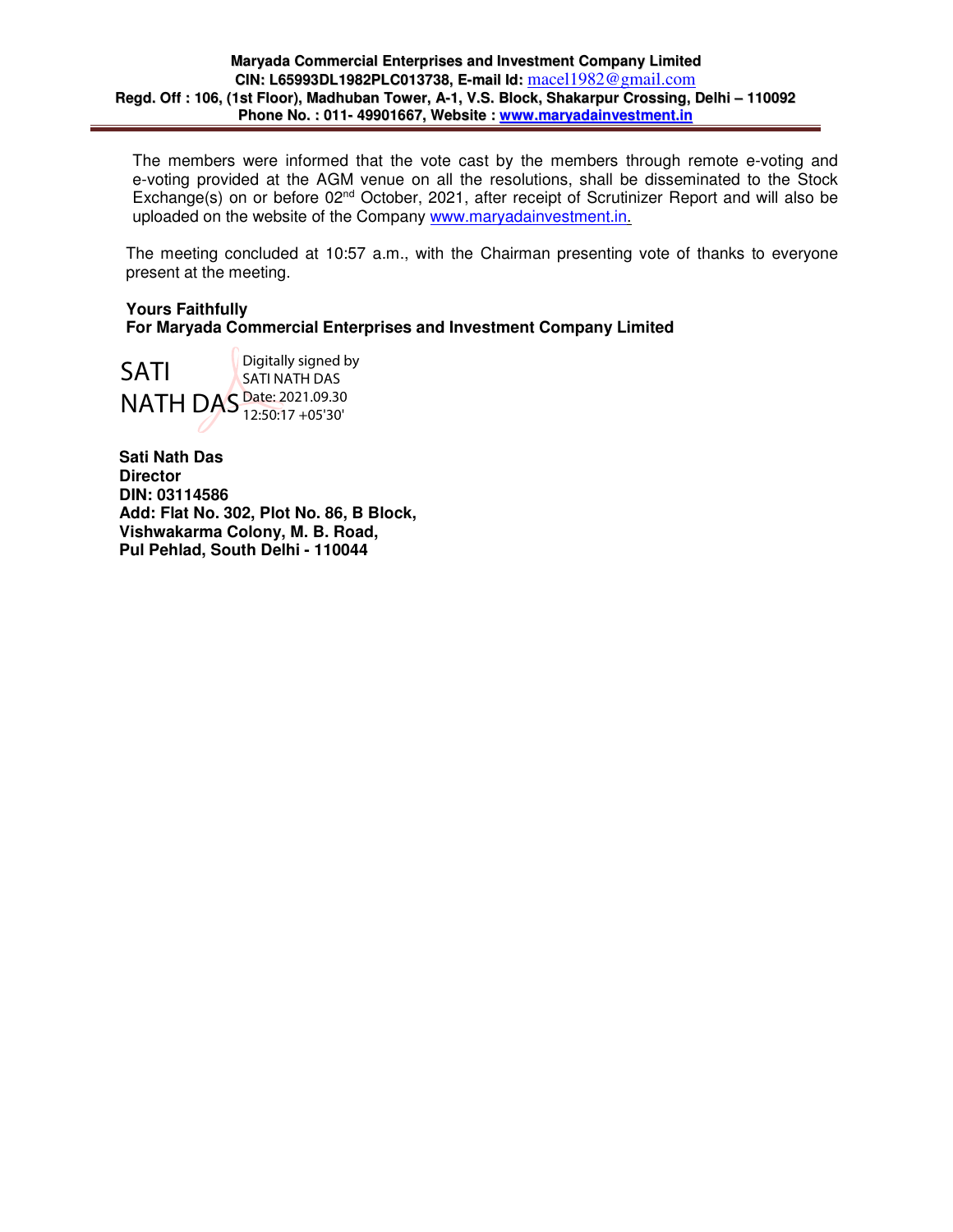**Maryada Commercial Enterprises and Investment Company Limited**
**CIN: L65993DL1982PLC013738, E-mail Id:** macel1982@gmail.com
**Regd. Off : 106, (1st Floor), Madhuban Tower, A-1, V.S. Block, Shakarpur Crossing, Delhi – 110092**
**Phone No. : 011- 49901667, Website : www.maryadainvestment.in**

The members were informed that the vote cast by the members through remote e-voting and e-voting provided at the AGM venue on all the resolutions, shall be disseminated to the Stock Exchange(s) on or before 02nd October, 2021, after receipt of Scrutinizer Report and will also be uploaded on the website of the Company www.maryadainvestment.in.

The meeting concluded at 10:57 a.m., with the Chairman presenting vote of thanks to everyone present at the meeting.

**Yours Faithfully**
**For Maryada Commercial Enterprises and Investment Company Limited**

SATI NATH DAS
Digitally signed by SATI NATH DAS
Date: 2021.09.30 12:50:17 +05'30'

**Sati Nath Das**
**Director**
**DIN: 03114586**
**Add: Flat No. 302, Plot No. 86, B Block,**
**Vishwakarma Colony, M. B. Road,**
**Pul Pehlad, South Delhi - 110044**